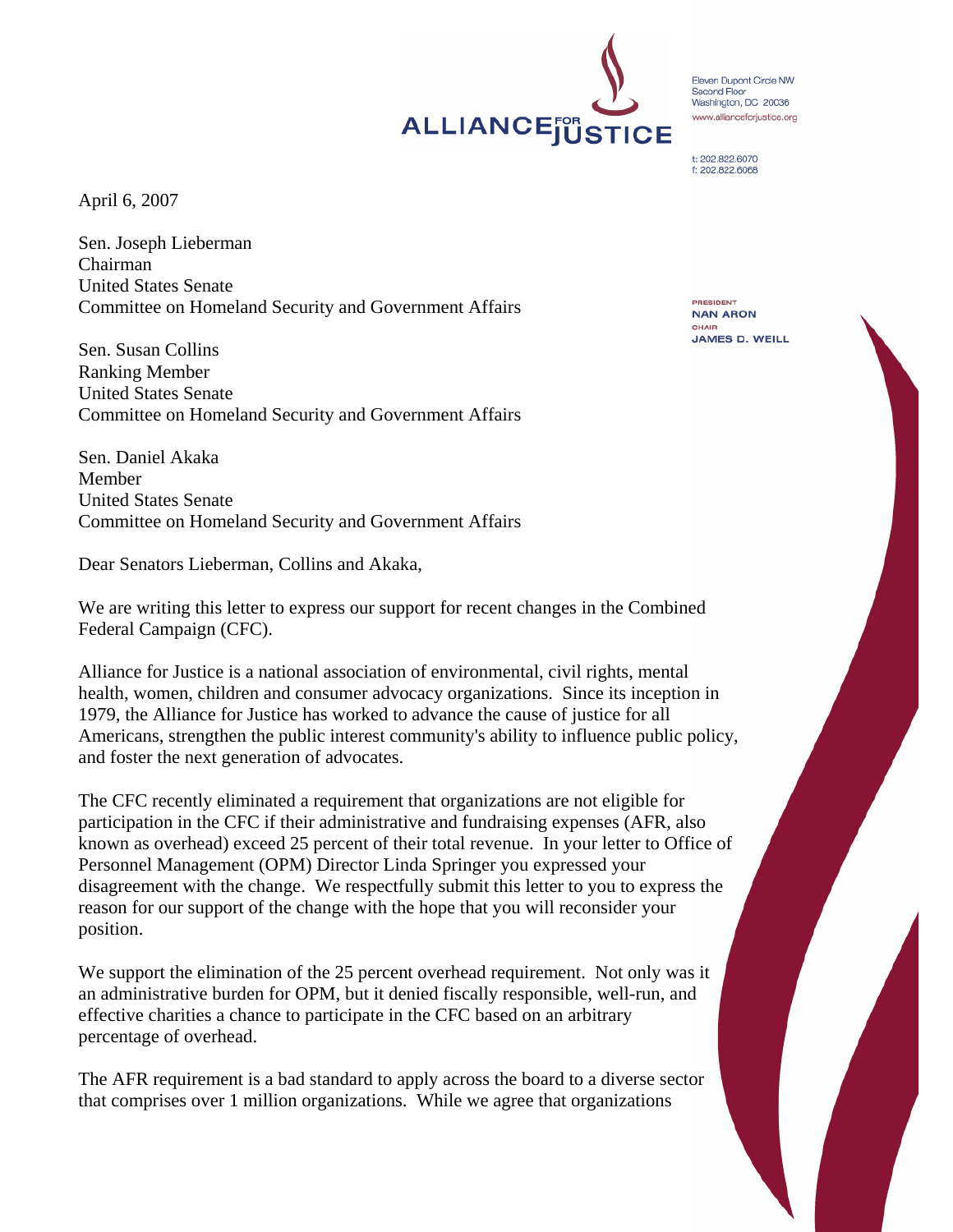ALLIANCE FOR JUSTICE

Eleven Dupont Circle NW
Second Floor
Washington, DC 20036
www.allianceforjustice.org

t: 202.822.6070
f: 202.822.6068

PRESIDENT
NAN ARON
CHAIR
JAMES D. WEILL

April 6, 2007

Sen. Joseph Lieberman
Chairman
United States Senate
Committee on Homeland Security and Government Affairs

Sen. Susan Collins
Ranking Member
United States Senate
Committee on Homeland Security and Government Affairs

Sen. Daniel Akaka
Member
United States Senate
Committee on Homeland Security and Government Affairs

Dear Senators Lieberman, Collins and Akaka,

We are writing this letter to express our support for recent changes in the Combined Federal Campaign (CFC).

Alliance for Justice is a national association of environmental, civil rights, mental health, women, children and consumer advocacy organizations. Since its inception in 1979, the Alliance for Justice has worked to advance the cause of justice for all Americans, strengthen the public interest community's ability to influence public policy, and foster the next generation of advocates.

The CFC recently eliminated a requirement that organizations are not eligible for participation in the CFC if their administrative and fundraising expenses (AFR, also known as overhead) exceed 25 percent of their total revenue. In your letter to Office of Personnel Management (OPM) Director Linda Springer you expressed your disagreement with the change. We respectfully submit this letter to you to express the reason for our support of the change with the hope that you will reconsider your position.

We support the elimination of the 25 percent overhead requirement. Not only was it an administrative burden for OPM, but it denied fiscally responsible, well-run, and effective charities a chance to participate in the CFC based on an arbitrary percentage of overhead.

The AFR requirement is a bad standard to apply across the board to a diverse sector that comprises over 1 million organizations. While we agree that organizations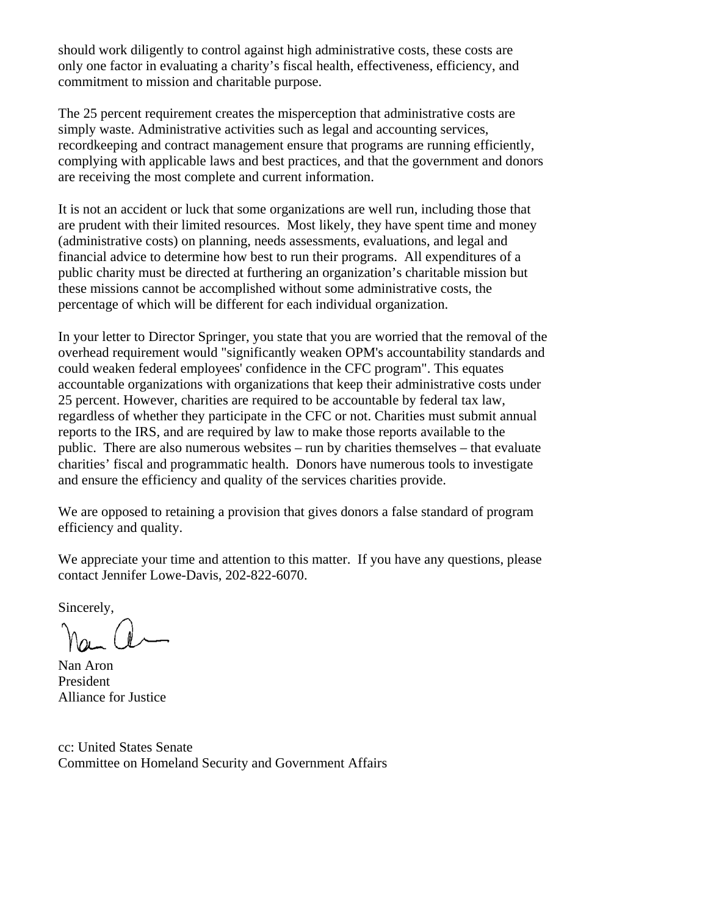should work diligently to control against high administrative costs, these costs are only one factor in evaluating a charity's fiscal health, effectiveness, efficiency, and commitment to mission and charitable purpose.

The 25 percent requirement creates the misperception that administrative costs are simply waste. Administrative activities such as legal and accounting services, recordkeeping and contract management ensure that programs are running efficiently, complying with applicable laws and best practices, and that the government and donors are receiving the most complete and current information.

It is not an accident or luck that some organizations are well run, including those that are prudent with their limited resources. Most likely, they have spent time and money (administrative costs) on planning, needs assessments, evaluations, and legal and financial advice to determine how best to run their programs. All expenditures of a public charity must be directed at furthering an organization's charitable mission but these missions cannot be accomplished without some administrative costs, the percentage of which will be different for each individual organization.

In your letter to Director Springer, you state that you are worried that the removal of the overhead requirement would "significantly weaken OPM's accountability standards and could weaken federal employees' confidence in the CFC program". This equates accountable organizations with organizations that keep their administrative costs under 25 percent. However, charities are required to be accountable by federal tax law, regardless of whether they participate in the CFC or not. Charities must submit annual reports to the IRS, and are required by law to make those reports available to the public. There are also numerous websites – run by charities themselves – that evaluate charities' fiscal and programmatic health. Donors have numerous tools to investigate and ensure the efficiency and quality of the services charities provide.

We are opposed to retaining a provision that gives donors a false standard of program efficiency and quality.

We appreciate your time and attention to this matter. If you have any questions, please contact Jennifer Lowe-Davis, 202-822-6070.

Sincerely,

Nan Aron
President
Alliance for Justice

cc: United States Senate
Committee on Homeland Security and Government Affairs